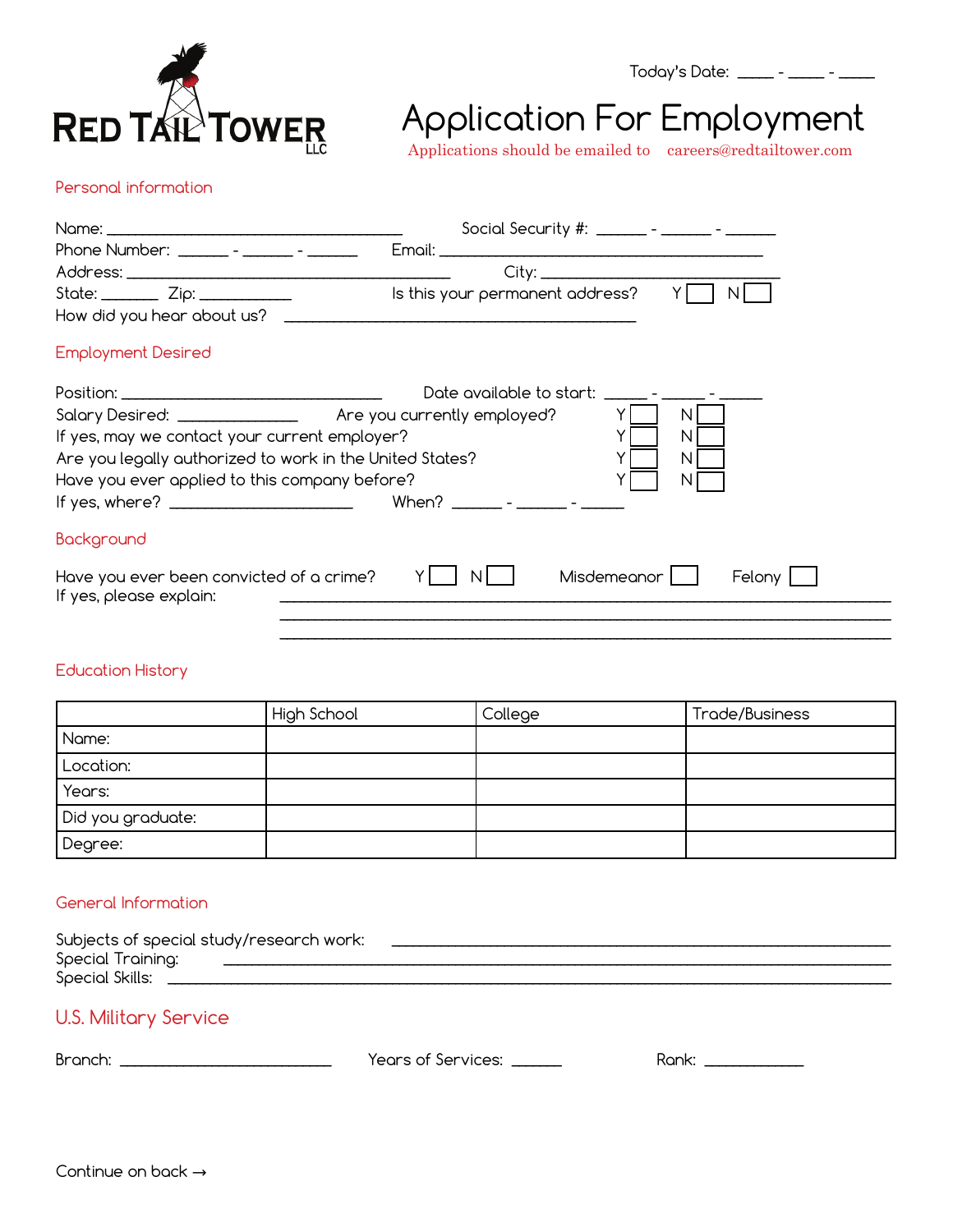**RED TAIL TOWER** LLC

Today's Date: ____ - ____ - ____

# Application For Employment

Applications should be emailed to careers@redtailtower.com

## Personal information

Name: ________________________________ Social Security #: ______ - ______ - ______

Phone Number: ______ - ______ - ______ Email: ____________________________________

Address: ____________________________________ City: __________________________

State: _______ Zip: ___________ Is this your permanent address? Y ☐ N ☐

How did you hear about us? ________________________________________

## Employment Desired

Position: _____________________________ Date available to start: _____ - _____ - _____

Salary Desired: _____________ Are you currently employed? Y ☐ N ☐

If yes, may we contact your current employer? Y ☐ N ☐

Are you legally authorized to work in the United States? Y ☐ N ☐

Have you ever applied to this company before? Y ☐ N ☐

If yes, where? ____________________ When? ______ - ______ - _____

## Background

Have you ever been convicted of a crime? Y ☐ N ☐ Misdemeanor ☐ Felony ☐

If yes, please explain: ____________________________________________________________

____________________________________________________________

____________________________________________________________

## Education History

| | High School | College | Trade/Business |
|---|---|---|---|
| Name: | | | |
| Location: | | | |
| Years: | | | |
| Did you graduate: | | | |
| Degree: | | | |

## General Information

Subjects of special study/research work: ______________________________________________

Special Training: ____________________________________________________________

Special Skills: ______________________________________________________________

## U.S. Military Service

Branch: _______________________ Years of Services: ______ Rank: ___________

Continue on back →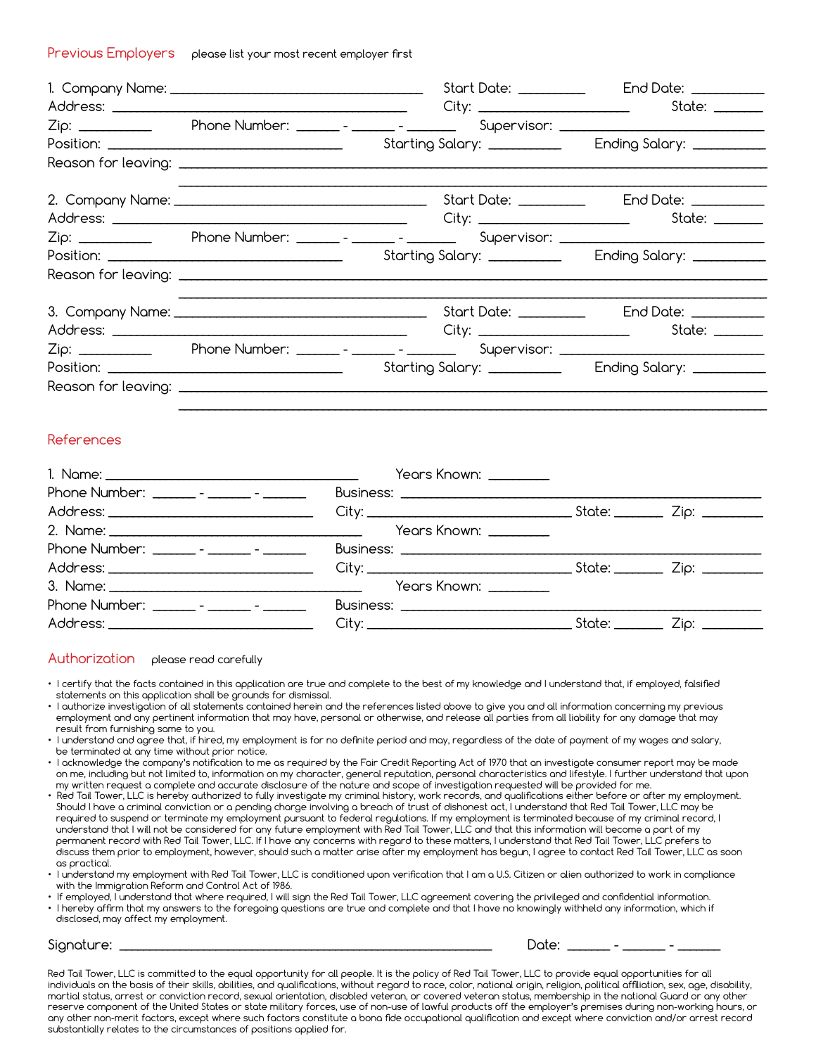## Previous Employers

please list your most recent employer first

1. Company Name: ______________________________ Start Date: __________ End Date: __________
Address: ______________________________ City: ____________________ State: _______
Zip: __________ Phone Number: ______ - ______ - _______ Supervisor: ______________________________
Position: ______________________________ Starting Salary: __________ Ending Salary: __________
Reason for leaving: ____________________________________________________________
____________________________________________________________

2. Company Name: ______________________________ Start Date: __________ End Date: __________
Address: ______________________________ City: ____________________ State: _______
Zip: __________ Phone Number: ______ - ______ - _______ Supervisor: ______________________________
Position: ______________________________ Starting Salary: __________ Ending Salary: __________
Reason for leaving: ____________________________________________________________
____________________________________________________________

3. Company Name: ______________________________ Start Date: __________ End Date: __________
Address: ______________________________ City: ____________________ State: _______
Zip: __________ Phone Number: ______ - ______ - _______ Supervisor: ______________________________
Position: ______________________________ Starting Salary: __________ Ending Salary: __________
Reason for leaving: ____________________________________________________________
____________________________________________________________

## References

1. Name: ______________________________ Years Known: _________
Phone Number: ______ - ______ - ______ Business: ______________________________
Address: ______________________________ City: ______________________ State: _______ Zip: _________

2. Name: ______________________________ Years Known: _________
Phone Number: ______ - ______ - ______ Business: ______________________________
Address: ______________________________ City: ______________________ State: _______ Zip: _________

3. Name: ______________________________ Years Known: _________
Phone Number: ______ - ______ - ______ Business: ______________________________
Address: ______________________________ City: ______________________ State: _______ Zip: _________

## Authorization

please read carefully

- I certify that the facts contained in this application are true and complete to the best of my knowledge and I understand that, if employed, falsified statements on this application shall be grounds for dismissal.
- I authorize investigation of all statements contained herein and the references listed above to give you and all information concerning my previous employment and any pertinent information that may have, personal or otherwise, and release all parties from all liability for any damage that may result from furnishing same to you.
- I understand and agree that, if hired, my employment is for no definite period and may, regardless of the date of payment of my wages and salary, be terminated at any time without prior notice.
- I acknowledge the company's notification to me as required by the Fair Credit Reporting Act of 1970 that an investigate consumer report may be made on me, including but not limited to, information on my character, general reputation, personal characteristics and lifestyle. I further understand that upon my written request a complete and accurate disclosure of the nature and scope of investigation requested will be provided for me.
- Red Tail Tower, LLC is hereby authorized to fully investigate my criminal history, work records, and qualifications either before or after my employment. Should I have a criminal conviction or a pending charge involving a breach of trust of dishonest act, I understand that Red Tail Tower, LLC may be required to suspend or terminate my employment pursuant to federal regulations. If my employment is terminated because of my criminal record, I understand that I will not be considered for any future employment with Red Tail Tower, LLC and that this information will become a part of my permanent record with Red Tail Tower, LLC. If I have any concerns with regard to these matters, I understand that Red Tail Tower, LLC prefers to discuss them prior to employment, however, should such a matter arise after my employment has begun, I agree to contact Red Tail Tower, LLC as soon as practical.
- I understand my employment with Red Tail Tower, LLC is conditioned upon verification that I am a U.S. Citizen or alien authorized to work in compliance with the Immigration Reform and Control Act of 1986.
- If employed, I understand that where required, I will sign the Red Tail Tower, LLC agreement covering the privileged and confidential information.
- I hereby affirm that my answers to the foregoing questions are true and complete and that I have no knowingly withheld any information, which if disclosed, may affect my employment.

Signature: ______________________________________________ Date: ______ - ______ - ______

Red Tail Tower, LLC is committed to the equal opportunity for all people. It is the policy of Red Tail Tower, LLC to provide equal opportunities for all individuals on the basis of their skills, abilities, and qualifications, without regard to race, color, national origin, religion, political affiliation, sex, age, disability, martial status, arrest or conviction record, sexual orientation, disabled veteran, or covered veteran status, membership in the national Guard or any other reserve component of the United States or state military forces, use of non-use of lawful products off the employer's premises during non-working hours, or any other non-merit factors, except where such factors constitute a bona fide occupational qualification and except where conviction and/or arrest record substantially relates to the circumstances of positions applied for.